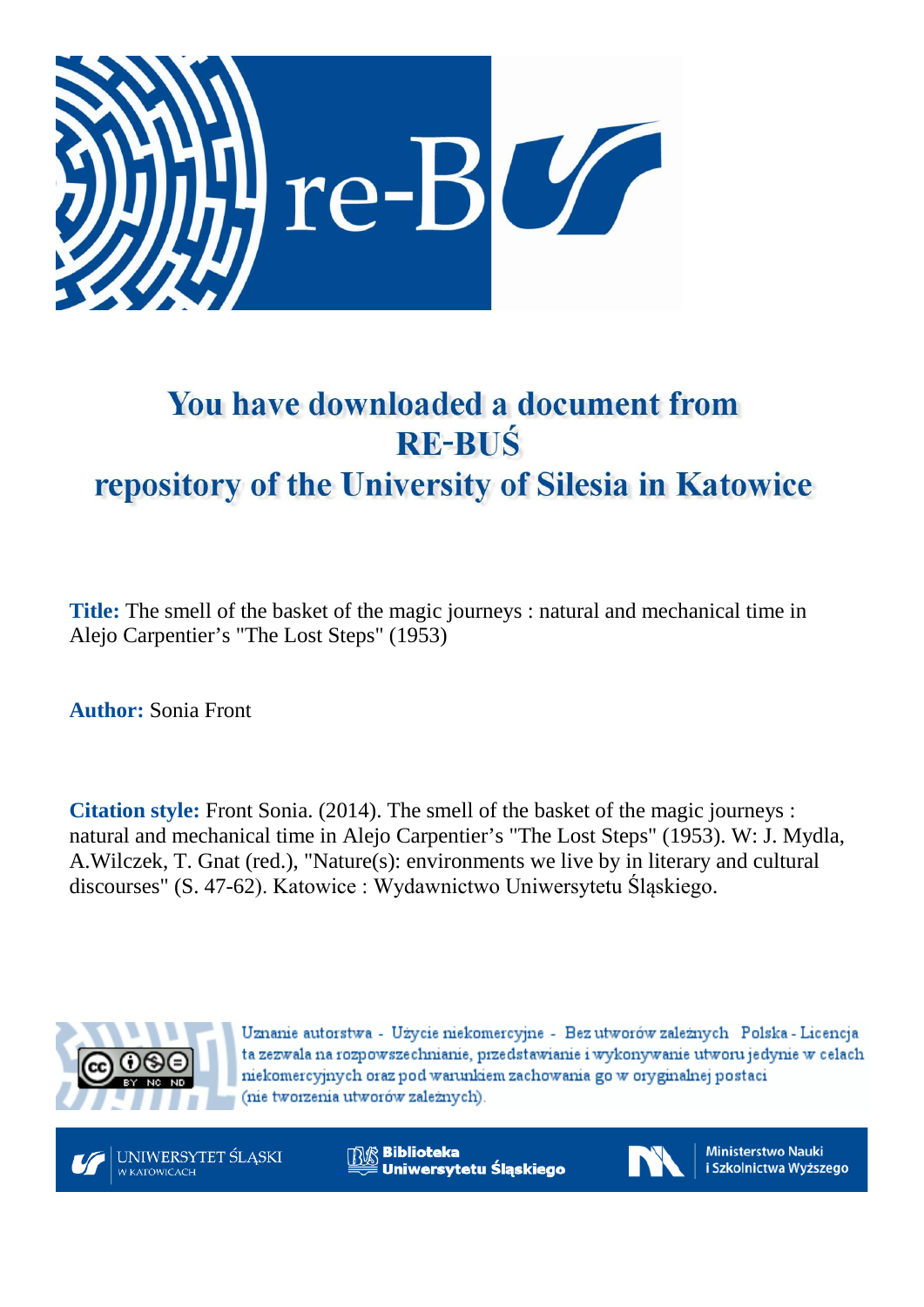# You have downloaded a document from RE-BUŚ repository of the University of Silesia in Katowice

**Title:** The smell of the basket of the magic journeys : natural and mechanical time in Alejo Carpentier's "The Lost Steps" (1953)

**Author:** Sonia Front

**Citation style:** Front Sonia. (2014). The smell of the basket of the magic journeys : natural and mechanical time in Alejo Carpentier's "The Lost Steps" (1953). W: J. Mydla, A.Wilczek, T. Gnat (red.), "Nature(s): environments we live by in literary and cultural discourses" (S. 47-62). Katowice : Wydawnictwo Uniwersytetu Śląskiego.

Uznanie autorstwa - Użycie niekomercyjne - Bez utworów zależnych Polska - Licencja ta zezwala na rozpowszechnianie, przedstawianie i wykonywanie utworu jedynie w celach niekomercyjnych oraz pod warunkiem zachowania go w oryginalnej postaci (nie tworzenia utworów zależnych).

UNIWERSYTET ŚLĄSKI W KATOWICACH

Biblioteka Uniwersytetu Śląskiego

Ministerstwo Nauki i Szkolnictwa Wyższego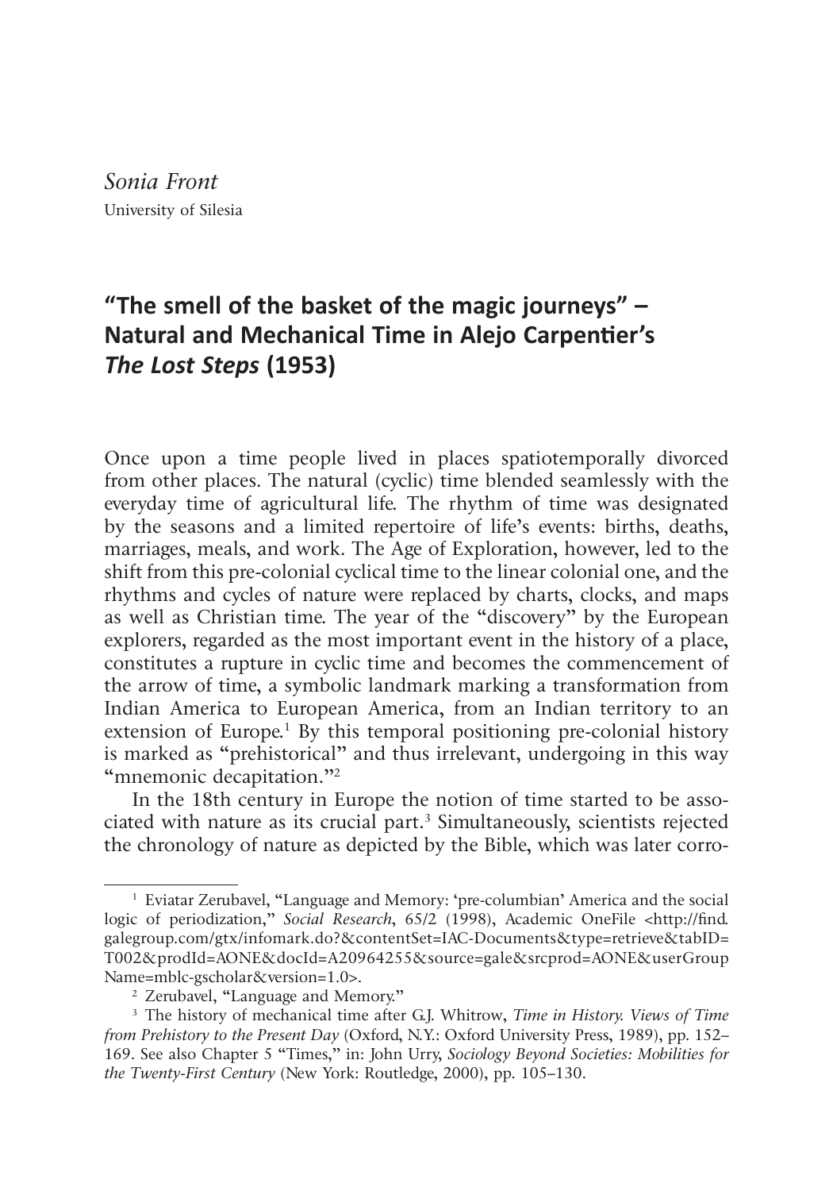*Sonia Front*
University of Silesia

# "The smell of the basket of the magic journeys" – Natural and Mechanical Time in Alejo Carpentier's *The Lost Steps* (1953)

Once upon a time people lived in places spatiotemporally divorced from other places. The natural (cyclic) time blended seamlessly with the everyday time of agricultural life. The rhythm of time was designated by the seasons and a limited repertoire of life's events: births, deaths, marriages, meals, and work. The Age of Exploration, however, led to the shift from this pre-colonial cyclical time to the linear colonial one, and the rhythms and cycles of nature were replaced by charts, clocks, and maps as well as Christian time. The year of the "discovery" by the European explorers, regarded as the most important event in the history of a place, constitutes a rupture in cyclic time and becomes the commencement of the arrow of time, a symbolic landmark marking a transformation from Indian America to European America, from an Indian territory to an extension of Europe.[1] By this temporal positioning pre-colonial history is marked as "prehistorical" and thus irrelevant, undergoing in this way "mnemonic decapitation."[2]

In the 18th century in Europe the notion of time started to be associated with nature as its crucial part.[3] Simultaneously, scientists rejected the chronology of nature as depicted by the Bible, which was later corro-

---

[1] Eviatar Zerubavel, "Language and Memory: 'pre-columbian' America and the social logic of periodization," *Social Research*, 65/2 (1998), Academic OneFile <http://find.galegroup.com/gtx/infomark.do?&contentSet=IAC-Documents&type=retrieve&tabID=T002&prodId=AONE&docId=A20964255&source=gale&srcprod=AONE&userGroupName=mblc-gscholar&version=1.0>.

[2] Zerubavel, "Language and Memory."

[3] The history of mechanical time after G.J. Whitrow, *Time in History. Views of Time from Prehistory to the Present Day* (Oxford, N.Y.: Oxford University Press, 1989), pp. 152–169. See also Chapter 5 "Times," in: John Urry, *Sociology Beyond Societies: Mobilities for the Twenty-First Century* (New York: Routledge, 2000), pp. 105–130.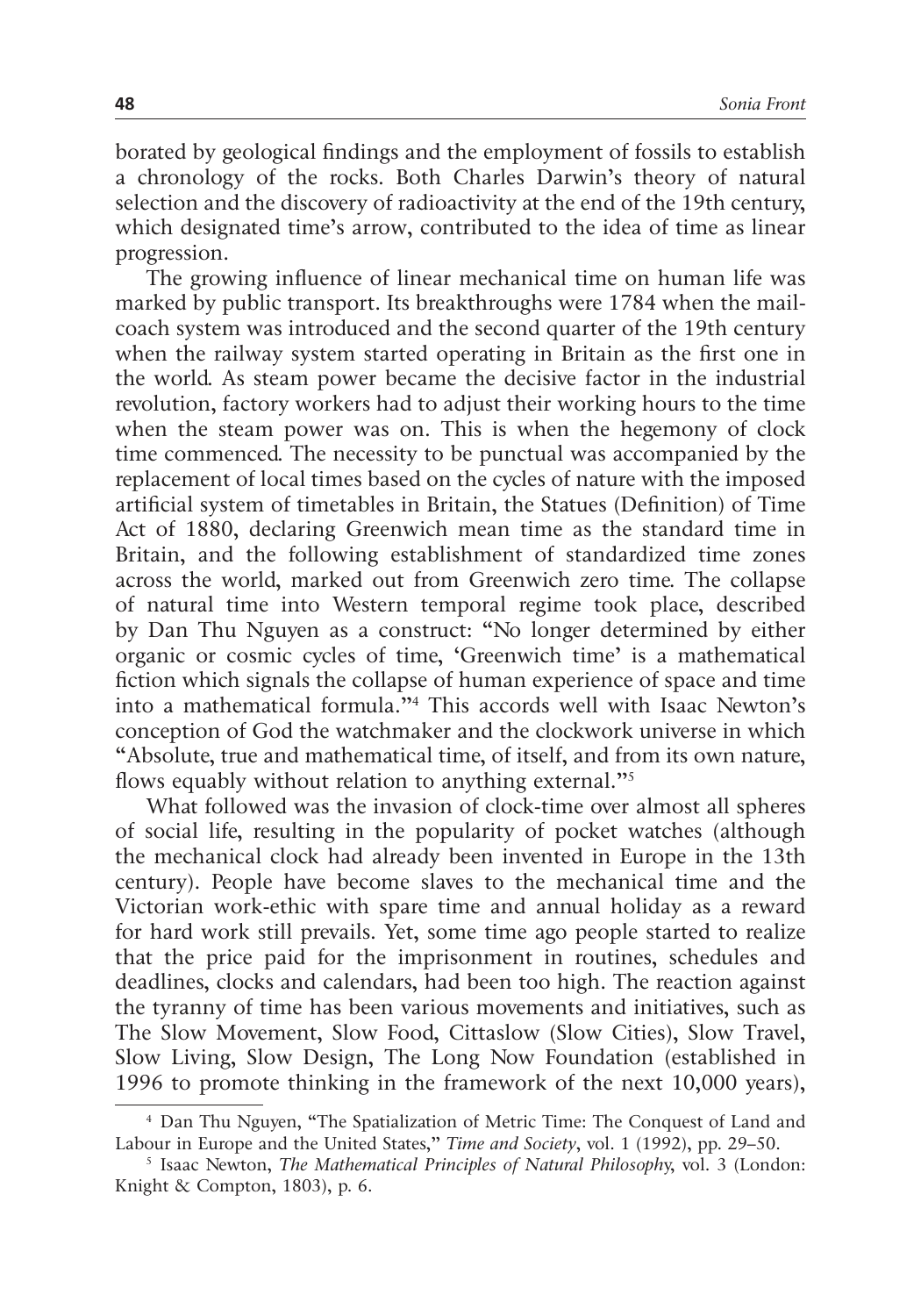borated by geological findings and the employment of fossils to establish a chronology of the rocks. Both Charles Darwin's theory of natural selection and the discovery of radioactivity at the end of the 19th century, which designated time's arrow, contributed to the idea of time as linear progression.

The growing influence of linear mechanical time on human life was marked by public transport. Its breakthroughs were 1784 when the mail-coach system was introduced and the second quarter of the 19th century when the railway system started operating in Britain as the first one in the world. As steam power became the decisive factor in the industrial revolution, factory workers had to adjust their working hours to the time when the steam power was on. This is when the hegemony of clock time commenced. The necessity to be punctual was accompanied by the replacement of local times based on the cycles of nature with the imposed artificial system of timetables in Britain, the Statues (Definition) of Time Act of 1880, declaring Greenwich mean time as the standard time in Britain, and the following establishment of standardized time zones across the world, marked out from Greenwich zero time. The collapse of natural time into Western temporal regime took place, described by Dan Thu Nguyen as a construct: "No longer determined by either organic or cosmic cycles of time, 'Greenwich time' is a mathematical fiction which signals the collapse of human experience of space and time into a mathematical formula."[4] This accords well with Isaac Newton's conception of God the watchmaker and the clockwork universe in which "Absolute, true and mathematical time, of itself, and from its own nature, flows equably without relation to anything external."[5]

What followed was the invasion of clock-time over almost all spheres of social life, resulting in the popularity of pocket watches (although the mechanical clock had already been invented in Europe in the 13th century). People have become slaves to the mechanical time and the Victorian work-ethic with spare time and annual holiday as a reward for hard work still prevails. Yet, some time ago people started to realize that the price paid for the imprisonment in routines, schedules and deadlines, clocks and calendars, had been too high. The reaction against the tyranny of time has been various movements and initiatives, such as The Slow Movement, Slow Food, Cittaslow (Slow Cities), Slow Travel, Slow Living, Slow Design, The Long Now Foundation (established in 1996 to promote thinking in the framework of the next 10,000 years),

---

[4] Dan Thu Nguyen, "The Spatialization of Metric Time: The Conquest of Land and Labour in Europe and the United States," *Time and Society*, vol. 1 (1992), pp. 29–50.

[5] Isaac Newton, *The Mathematical Principles of Natural Philosophy*, vol. 3 (London: Knight & Compton, 1803), p. 6.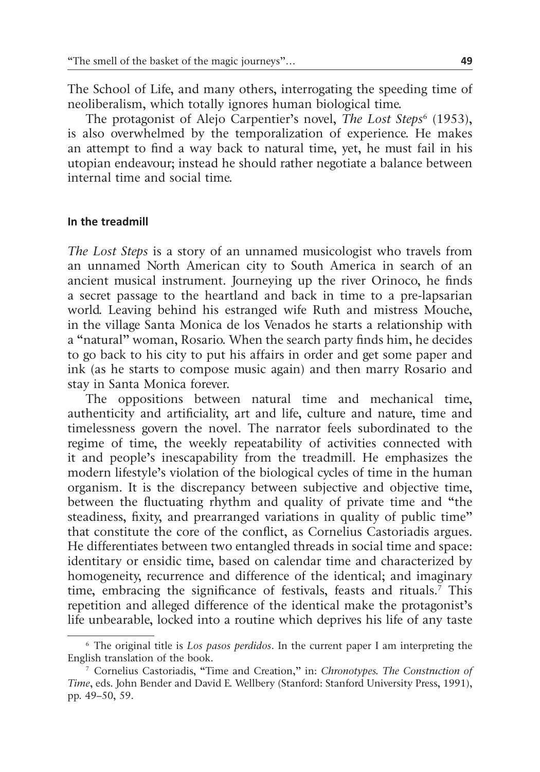The School of Life, and many others, interrogating the speeding time of neoliberalism, which totally ignores human biological time.

The protagonist of Alejo Carpentier's novel, *The Lost Steps*[6] (1953), is also overwhelmed by the temporalization of experience. He makes an attempt to find a way back to natural time, yet, he must fail in his utopian endeavour; instead he should rather negotiate a balance between internal time and social time.

### In the treadmill

*The Lost Steps* is a story of an unnamed musicologist who travels from an unnamed North American city to South America in search of an ancient musical instrument. Journeying up the river Orinoco, he finds a secret passage to the heartland and back in time to a pre-lapsarian world. Leaving behind his estranged wife Ruth and mistress Mouche, in the village Santa Monica de los Venados he starts a relationship with a "natural" woman, Rosario. When the search party finds him, he decides to go back to his city to put his affairs in order and get some paper and ink (as he starts to compose music again) and then marry Rosario and stay in Santa Monica forever.

The oppositions between natural time and mechanical time, authenticity and artificiality, art and life, culture and nature, time and timelessness govern the novel. The narrator feels subordinated to the regime of time, the weekly repeatability of activities connected with it and people's inescapability from the treadmill. He emphasizes the modern lifestyle's violation of the biological cycles of time in the human organism. It is the discrepancy between subjective and objective time, between the fluctuating rhythm and quality of private time and "the steadiness, fixity, and prearranged variations in quality of public time" that constitute the core of the conflict, as Cornelius Castoriadis argues. He differentiates between two entangled threads in social time and space: identitary or ensidic time, based on calendar time and characterized by homogeneity, recurrence and difference of the identical; and imaginary time, embracing the significance of festivals, feasts and rituals.[7] This repetition and alleged difference of the identical make the protagonist's life unbearable, locked into a routine which deprives his life of any taste

---

[6] The original title is *Los pasos perdidos*. In the current paper I am interpreting the English translation of the book.

[7] Cornelius Castoriadis, "Time and Creation," in: *Chronotypes. The Construction of Time*, eds. John Bender and David E. Wellbery (Stanford: Stanford University Press, 1991), pp. 49–50, 59.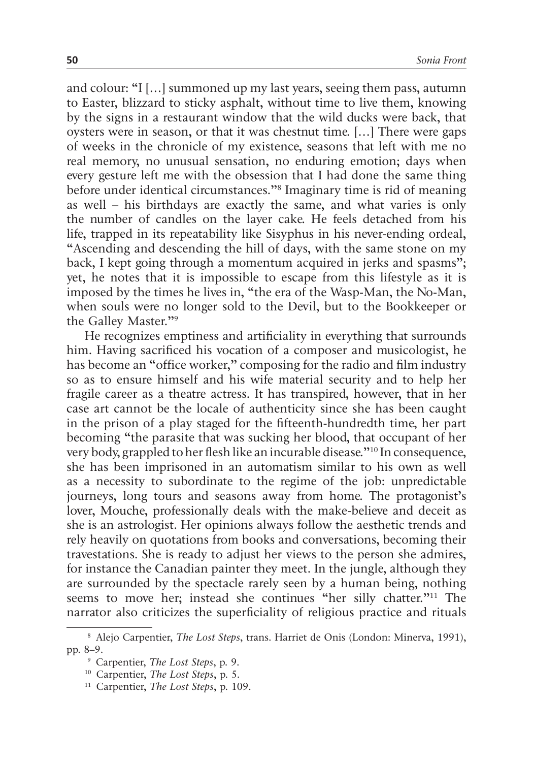and colour: "I […] summoned up my last years, seeing them pass, autumn to Easter, blizzard to sticky asphalt, without time to live them, knowing by the signs in a restaurant window that the wild ducks were back, that oysters were in season, or that it was chestnut time. […] There were gaps of weeks in the chronicle of my existence, seasons that left with me no real memory, no unusual sensation, no enduring emotion; days when every gesture left me with the obsession that I had done the same thing before under identical circumstances."[8] Imaginary time is rid of meaning as well – his birthdays are exactly the same, and what varies is only the number of candles on the layer cake. He feels detached from his life, trapped in its repeatability like Sisyphus in his never-ending ordeal, "Ascending and descending the hill of days, with the same stone on my back, I kept going through a momentum acquired in jerks and spasms"; yet, he notes that it is impossible to escape from this lifestyle as it is imposed by the times he lives in, "the era of the Wasp-Man, the No-Man, when souls were no longer sold to the Devil, but to the Bookkeeper or the Galley Master."[9]

He recognizes emptiness and artificiality in everything that surrounds him. Having sacrificed his vocation of a composer and musicologist, he has become an "office worker," composing for the radio and film industry so as to ensure himself and his wife material security and to help her fragile career as a theatre actress. It has transpired, however, that in her case art cannot be the locale of authenticity since she has been caught in the prison of a play staged for the fifteenth-hundredth time, her part becoming "the parasite that was sucking her blood, that occupant of her very body, grappled to her flesh like an incurable disease."[10] In consequence, she has been imprisoned in an automatism similar to his own as well as a necessity to subordinate to the regime of the job: unpredictable journeys, long tours and seasons away from home. The protagonist's lover, Mouche, professionally deals with the make-believe and deceit as she is an astrologist. Her opinions always follow the aesthetic trends and rely heavily on quotations from books and conversations, becoming their travestations. She is ready to adjust her views to the person she admires, for instance the Canadian painter they meet. In the jungle, although they are surrounded by the spectacle rarely seen by a human being, nothing seems to move her; instead she continues "her silly chatter."[11] The narrator also criticizes the superficiality of religious practice and rituals

---

[8] Alejo Carpentier, *The Lost Steps*, trans. Harriet de Onis (London: Minerva, 1991), pp. 8–9.

[9] Carpentier, *The Lost Steps*, p. 9.

[10] Carpentier, *The Lost Steps*, p. 5.

[11] Carpentier, *The Lost Steps*, p. 109.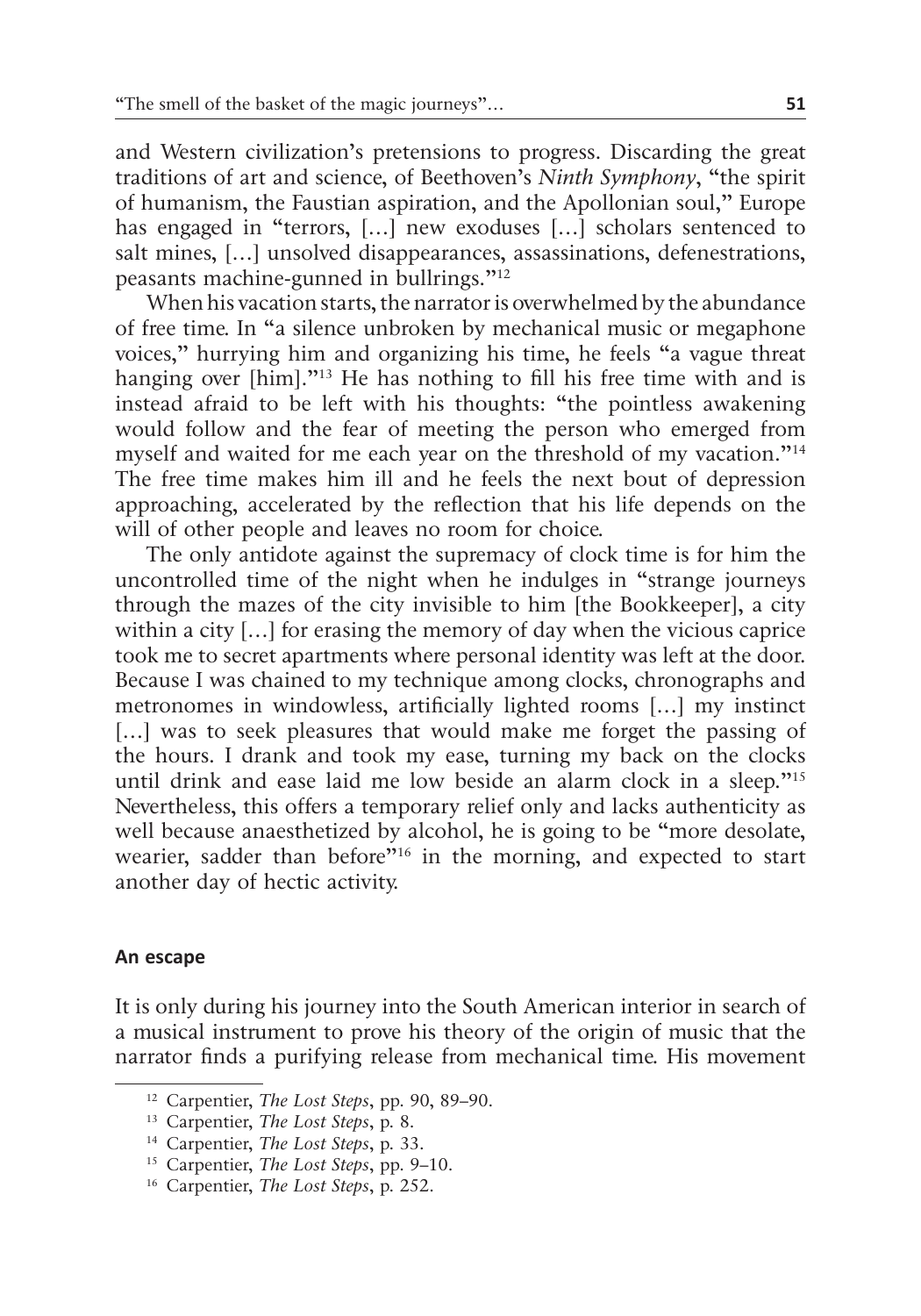and Western civilization's pretensions to progress. Discarding the great traditions of art and science, of Beethoven's *Ninth Symphony*, "the spirit of humanism, the Faustian aspiration, and the Apollonian soul," Europe has engaged in "terrors, […] new exoduses […] scholars sentenced to salt mines, […] unsolved disappearances, assassinations, defenestrations, peasants machine-gunned in bullrings."[12]

When his vacation starts, the narrator is overwhelmed by the abundance of free time. In "a silence unbroken by mechanical music or megaphone voices," hurrying him and organizing his time, he feels "a vague threat hanging over [him]."[13] He has nothing to fill his free time with and is instead afraid to be left with his thoughts: "the pointless awakening would follow and the fear of meeting the person who emerged from myself and waited for me each year on the threshold of my vacation."[14] The free time makes him ill and he feels the next bout of depression approaching, accelerated by the reflection that his life depends on the will of other people and leaves no room for choice.

The only antidote against the supremacy of clock time is for him the uncontrolled time of the night when he indulges in "strange journeys through the mazes of the city invisible to him [the Bookkeeper], a city within a city […] for erasing the memory of day when the vicious caprice took me to secret apartments where personal identity was left at the door. Because I was chained to my technique among clocks, chronographs and metronomes in windowless, artificially lighted rooms […] my instinct […] was to seek pleasures that would make me forget the passing of the hours. I drank and took my ease, turning my back on the clocks until drink and ease laid me low beside an alarm clock in a sleep."[15] Nevertheless, this offers a temporary relief only and lacks authenticity as well because anaesthetized by alcohol, he is going to be "more desolate, wearier, sadder than before"[16] in the morning, and expected to start another day of hectic activity.

#### An escape

It is only during his journey into the South American interior in search of a musical instrument to prove his theory of the origin of music that the narrator finds a purifying release from mechanical time. His movement

---

[12] Carpentier, *The Lost Steps*, pp. 90, 89–90.

[13] Carpentier, *The Lost Steps*, p. 8.

[14] Carpentier, *The Lost Steps*, p. 33.

[15] Carpentier, *The Lost Steps*, pp. 9–10.

[16] Carpentier, *The Lost Steps*, p. 252.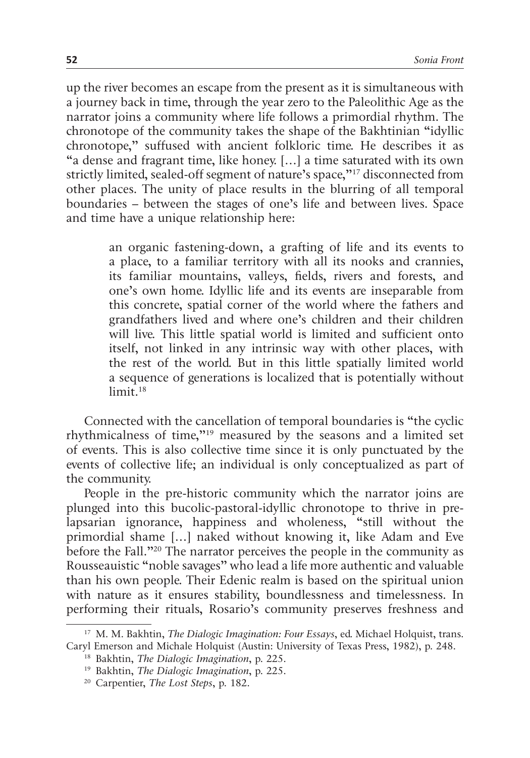up the river becomes an escape from the present as it is simultaneous with a journey back in time, through the year zero to the Paleolithic Age as the narrator joins a community where life follows a primordial rhythm. The chronotope of the community takes the shape of the Bakhtinian "idyllic chronotope," suffused with ancient folkloric time. He describes it as "a dense and fragrant time, like honey. […] a time saturated with its own strictly limited, sealed-off segment of nature's space,"[17] disconnected from other places. The unity of place results in the blurring of all temporal boundaries – between the stages of one's life and between lives. Space and time have a unique relationship here:

> an organic fastening-down, a grafting of life and its events to a place, to a familiar territory with all its nooks and crannies, its familiar mountains, valleys, fields, rivers and forests, and one's own home. Idyllic life and its events are inseparable from this concrete, spatial corner of the world where the fathers and grandfathers lived and where one's children and their children will live. This little spatial world is limited and sufficient onto itself, not linked in any intrinsic way with other places, with the rest of the world. But in this little spatially limited world a sequence of generations is localized that is potentially without limit.[18]

Connected with the cancellation of temporal boundaries is "the cyclic rhythmicalness of time,"[19] measured by the seasons and a limited set of events. This is also collective time since it is only punctuated by the events of collective life; an individual is only conceptualized as part of the community.

People in the pre-historic community which the narrator joins are plunged into this bucolic-pastoral-idyllic chronotope to thrive in pre-lapsarian ignorance, happiness and wholeness, "still without the primordial shame […] naked without knowing it, like Adam and Eve before the Fall."[20] The narrator perceives the people in the community as Rousseauistic "noble savages" who lead a life more authentic and valuable than his own people. Their Edenic realm is based on the spiritual union with nature as it ensures stability, boundlessness and timelessness. In performing their rituals, Rosario's community preserves freshness and

---

[17] M. M. Bakhtin, *The Dialogic Imagination: Four Essays*, ed. Michael Holquist, trans. Caryl Emerson and Michale Holquist (Austin: University of Texas Press, 1982), p. 248.

[18] Bakhtin, *The Dialogic Imagination*, p. 225.

[19] Bakhtin, *The Dialogic Imagination*, p. 225.

[20] Carpentier, *The Lost Steps*, p. 182.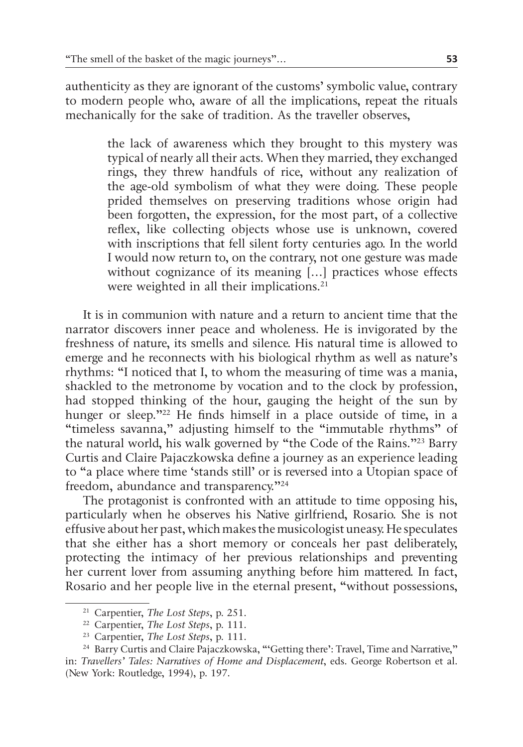authenticity as they are ignorant of the customs' symbolic value, contrary to modern people who, aware of all the implications, repeat the rituals mechanically for the sake of tradition. As the traveller observes,

> the lack of awareness which they brought to this mystery was typical of nearly all their acts. When they married, they exchanged rings, they threw handfuls of rice, without any realization of the age-old symbolism of what they were doing. These people prided themselves on preserving traditions whose origin had been forgotten, the expression, for the most part, of a collective reflex, like collecting objects whose use is unknown, covered with inscriptions that fell silent forty centuries ago. In the world I would now return to, on the contrary, not one gesture was made without cognizance of its meaning […] practices whose effects were weighted in all their implications.[21]

It is in communion with nature and a return to ancient time that the narrator discovers inner peace and wholeness. He is invigorated by the freshness of nature, its smells and silence. His natural time is allowed to emerge and he reconnects with his biological rhythm as well as nature's rhythms: "I noticed that I, to whom the measuring of time was a mania, shackled to the metronome by vocation and to the clock by profession, had stopped thinking of the hour, gauging the height of the sun by hunger or sleep."[22] He finds himself in a place outside of time, in a "timeless savanna," adjusting himself to the "immutable rhythms" of the natural world, his walk governed by "the Code of the Rains."[23] Barry Curtis and Claire Pajaczkowska define a journey as an experience leading to "a place where time 'stands still' or is reversed into a Utopian space of freedom, abundance and transparency."[24]

The protagonist is confronted with an attitude to time opposing his, particularly when he observes his Native girlfriend, Rosario. She is not effusive about her past, which makes the musicologist uneasy. He speculates that she either has a short memory or conceals her past deliberately, protecting the intimacy of her previous relationships and preventing her current lover from assuming anything before him mattered. In fact, Rosario and her people live in the eternal present, "without possessions,

---

[21] Carpentier, *The Lost Steps*, p. 251.

[22] Carpentier, *The Lost Steps*, p. 111.

[23] Carpentier, *The Lost Steps*, p. 111.

[24] Barry Curtis and Claire Pajaczkowska, "'Getting there': Travel, Time and Narrative," in: *Travellers' Tales: Narratives of Home and Displacement*, eds. George Robertson et al. (New York: Routledge, 1994), p. 197.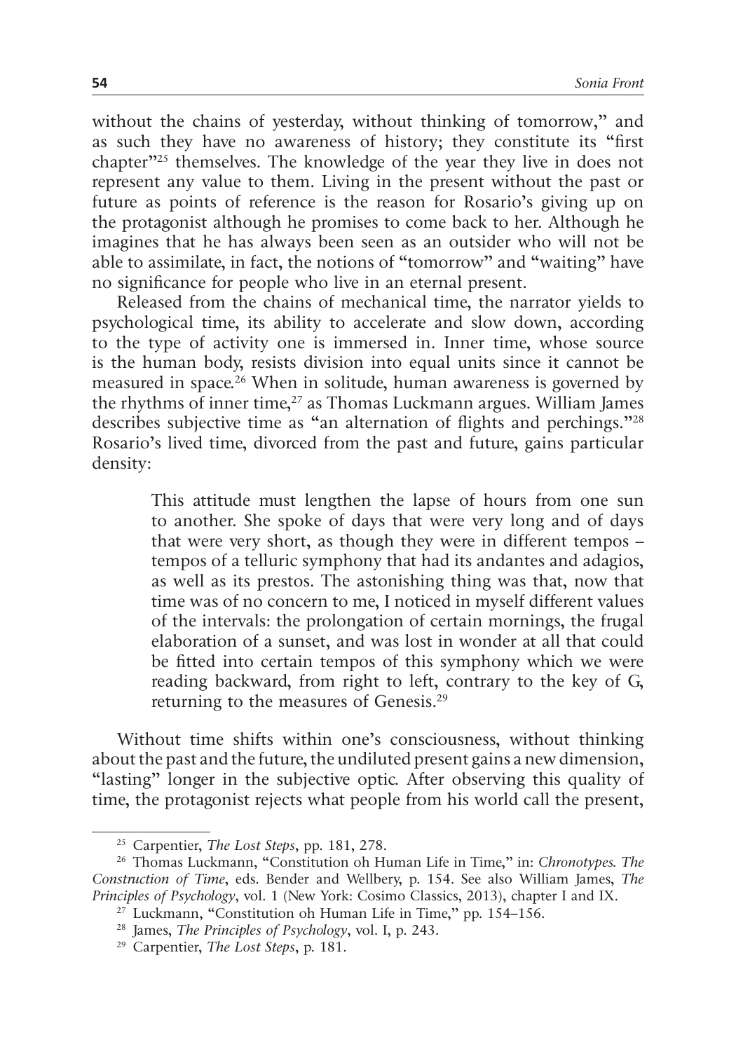without the chains of yesterday, without thinking of tomorrow," and as such they have no awareness of history; they constitute its "first chapter"[25] themselves. The knowledge of the year they live in does not represent any value to them. Living in the present without the past or future as points of reference is the reason for Rosario's giving up on the protagonist although he promises to come back to her. Although he imagines that he has always been seen as an outsider who will not be able to assimilate, in fact, the notions of "tomorrow" and "waiting" have no significance for people who live in an eternal present.

Released from the chains of mechanical time, the narrator yields to psychological time, its ability to accelerate and slow down, according to the type of activity one is immersed in. Inner time, whose source is the human body, resists division into equal units since it cannot be measured in space.[26] When in solitude, human awareness is governed by the rhythms of inner time,[27] as Thomas Luckmann argues. William James describes subjective time as "an alternation of flights and perchings."[28] Rosario's lived time, divorced from the past and future, gains particular density:

> This attitude must lengthen the lapse of hours from one sun to another. She spoke of days that were very long and of days that were very short, as though they were in different tempos – tempos of a telluric symphony that had its andantes and adagios, as well as its prestos. The astonishing thing was that, now that time was of no concern to me, I noticed in myself different values of the intervals: the prolongation of certain mornings, the frugal elaboration of a sunset, and was lost in wonder at all that could be fitted into certain tempos of this symphony which we were reading backward, from right to left, contrary to the key of G, returning to the measures of Genesis.[29]

Without time shifts within one's consciousness, without thinking about the past and the future, the undiluted present gains a new dimension, "lasting" longer in the subjective optic. After observing this quality of time, the protagonist rejects what people from his world call the present,

---

[25] Carpentier, *The Lost Steps*, pp. 181, 278.

[26] Thomas Luckmann, "Constitution oh Human Life in Time," in: *Chronotypes. The Construction of Time*, eds. Bender and Wellbery, p. 154. See also William James, *The Principles of Psychology*, vol. 1 (New York: Cosimo Classics, 2013), chapter I and IX.

[27] Luckmann, "Constitution oh Human Life in Time," pp. 154–156.

[28] James, *The Principles of Psychology*, vol. I, p. 243.

[29] Carpentier, *The Lost Steps*, p. 181.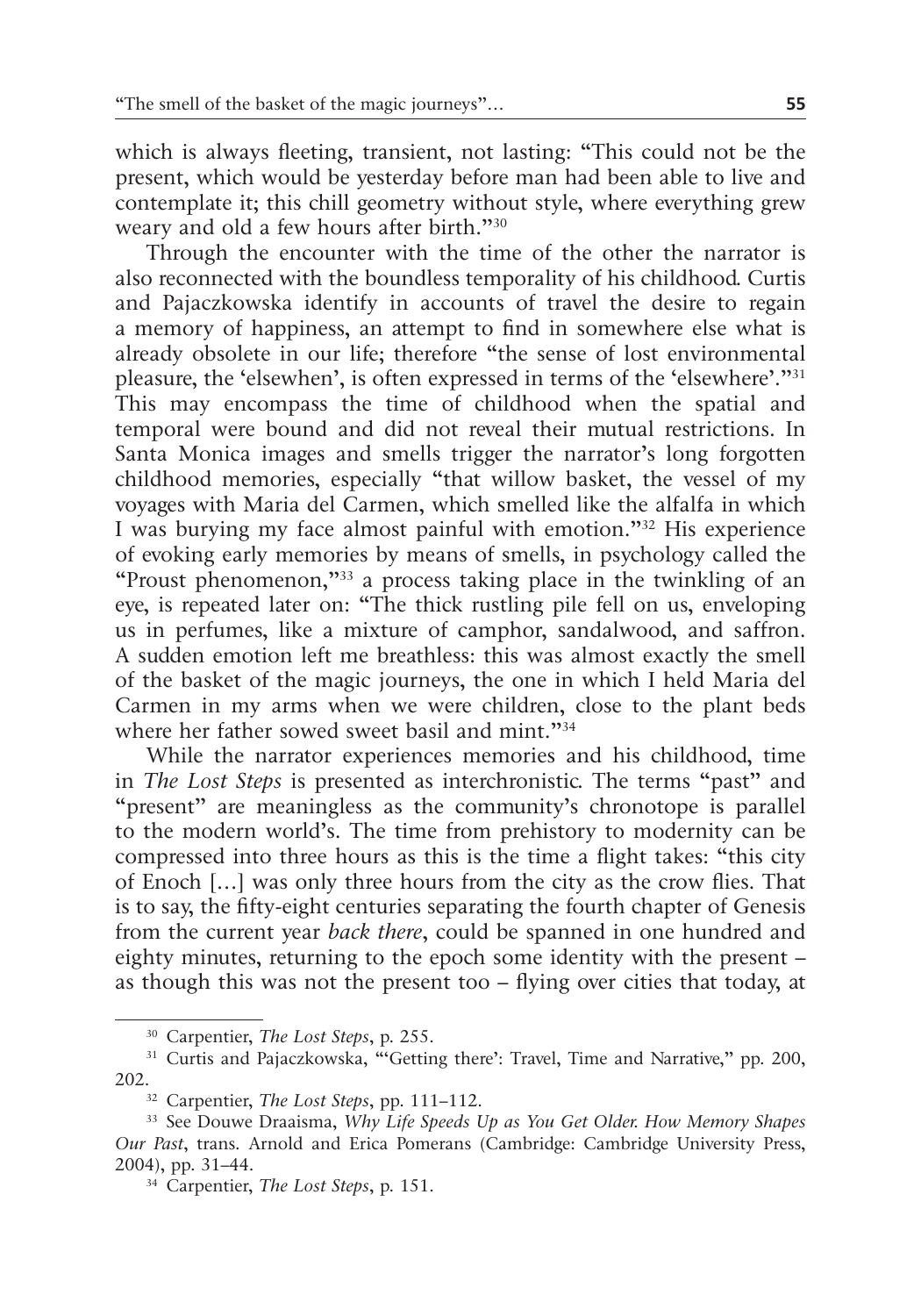which is always fleeting, transient, not lasting: "This could not be the present, which would be yesterday before man had been able to live and contemplate it; this chill geometry without style, where everything grew weary and old a few hours after birth."[30]

Through the encounter with the time of the other the narrator is also reconnected with the boundless temporality of his childhood. Curtis and Pajaczkowska identify in accounts of travel the desire to regain a memory of happiness, an attempt to find in somewhere else what is already obsolete in our life; therefore "the sense of lost environmental pleasure, the 'elsewhen', is often expressed in terms of the 'elsewhere'."[31] This may encompass the time of childhood when the spatial and temporal were bound and did not reveal their mutual restrictions. In Santa Monica images and smells trigger the narrator's long forgotten childhood memories, especially "that willow basket, the vessel of my voyages with Maria del Carmen, which smelled like the alfalfa in which I was burying my face almost painful with emotion."[32] His experience of evoking early memories by means of smells, in psychology called the "Proust phenomenon,"[33] a process taking place in the twinkling of an eye, is repeated later on: "The thick rustling pile fell on us, enveloping us in perfumes, like a mixture of camphor, sandalwood, and saffron. A sudden emotion left me breathless: this was almost exactly the smell of the basket of the magic journeys, the one in which I held Maria del Carmen in my arms when we were children, close to the plant beds where her father sowed sweet basil and mint."[34]

While the narrator experiences memories and his childhood, time in *The Lost Steps* is presented as interchronistic. The terms "past" and "present" are meaningless as the community's chronotope is parallel to the modern world's. The time from prehistory to modernity can be compressed into three hours as this is the time a flight takes: "this city of Enoch […] was only three hours from the city as the crow flies. That is to say, the fifty-eight centuries separating the fourth chapter of Genesis from the current year *back there*, could be spanned in one hundred and eighty minutes, returning to the epoch some identity with the present – as though this was not the present too – flying over cities that today, at

---

[30] Carpentier, *The Lost Steps*, p. 255.

[31] Curtis and Pajaczkowska, "'Getting there': Travel, Time and Narrative," pp. 200, 202.

[32] Carpentier, *The Lost Steps*, pp. 111–112.

[33] See Douwe Draaisma, *Why Life Speeds Up as You Get Older. How Memory Shapes Our Past*, trans. Arnold and Erica Pomerans (Cambridge: Cambridge University Press, 2004), pp. 31–44.

[34] Carpentier, *The Lost Steps*, p. 151.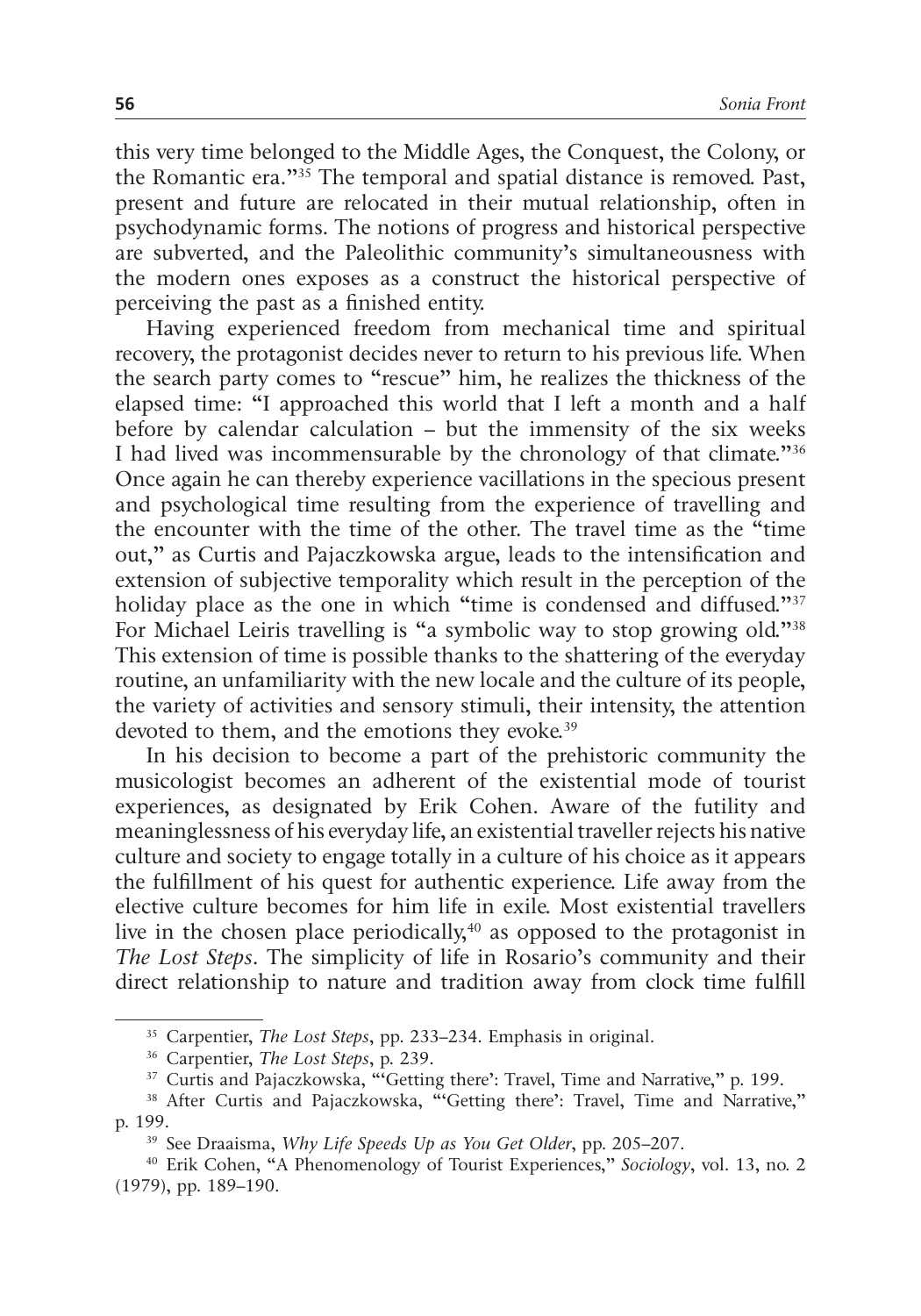this very time belonged to the Middle Ages, the Conquest, the Colony, or the Romantic era."[35] The temporal and spatial distance is removed. Past, present and future are relocated in their mutual relationship, often in psychodynamic forms. The notions of progress and historical perspective are subverted, and the Paleolithic community's simultaneousness with the modern ones exposes as a construct the historical perspective of perceiving the past as a finished entity.

Having experienced freedom from mechanical time and spiritual recovery, the protagonist decides never to return to his previous life. When the search party comes to "rescue" him, he realizes the thickness of the elapsed time: "I approached this world that I left a month and a half before by calendar calculation – but the immensity of the six weeks I had lived was incommensurable by the chronology of that climate."[36] Once again he can thereby experience vacillations in the specious present and psychological time resulting from the experience of travelling and the encounter with the time of the other. The travel time as the "time out," as Curtis and Pajaczkowska argue, leads to the intensification and extension of subjective temporality which result in the perception of the holiday place as the one in which "time is condensed and diffused."[37] For Michael Leiris travelling is "a symbolic way to stop growing old."[38] This extension of time is possible thanks to the shattering of the everyday routine, an unfamiliarity with the new locale and the culture of its people, the variety of activities and sensory stimuli, their intensity, the attention devoted to them, and the emotions they evoke.[39]

In his decision to become a part of the prehistoric community the musicologist becomes an adherent of the existential mode of tourist experiences, as designated by Erik Cohen. Aware of the futility and meaninglessness of his everyday life, an existential traveller rejects his native culture and society to engage totally in a culture of his choice as it appears the fulfillment of his quest for authentic experience. Life away from the elective culture becomes for him life in exile. Most existential travellers live in the chosen place periodically,[40] as opposed to the protagonist in *The Lost Steps*. The simplicity of life in Rosario's community and their direct relationship to nature and tradition away from clock time fulfill

---

[35] Carpentier, *The Lost Steps*, pp. 233–234. Emphasis in original.

[36] Carpentier, *The Lost Steps*, p. 239.

[37] Curtis and Pajaczkowska, "'Getting there': Travel, Time and Narrative," p. 199.

[38] After Curtis and Pajaczkowska, "'Getting there': Travel, Time and Narrative," p. 199.

[39] See Draaisma, *Why Life Speeds Up as You Get Older*, pp. 205–207.

[40] Erik Cohen, "A Phenomenology of Tourist Experiences," *Sociology*, vol. 13, no. 2 (1979), pp. 189–190.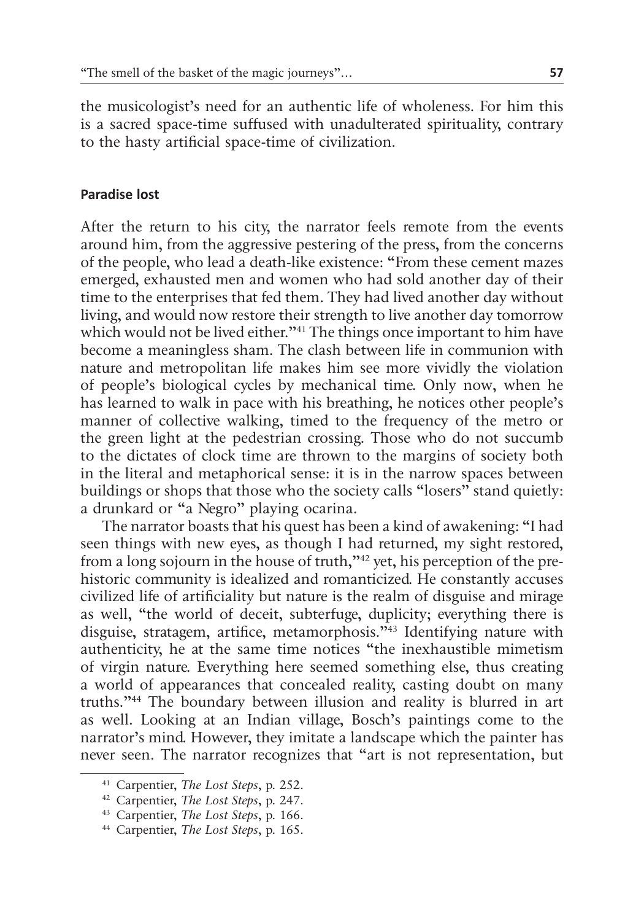the musicologist's need for an authentic life of wholeness. For him this is a sacred space-time suffused with unadulterated spirituality, contrary to the hasty artificial space-time of civilization.

## Paradise lost

After the return to his city, the narrator feels remote from the events around him, from the aggressive pestering of the press, from the concerns of the people, who lead a death-like existence: "From these cement mazes emerged, exhausted men and women who had sold another day of their time to the enterprises that fed them. They had lived another day without living, and would now restore their strength to live another day tomorrow which would not be lived either."[41] The things once important to him have become a meaningless sham. The clash between life in communion with nature and metropolitan life makes him see more vividly the violation of people's biological cycles by mechanical time. Only now, when he has learned to walk in pace with his breathing, he notices other people's manner of collective walking, timed to the frequency of the metro or the green light at the pedestrian crossing. Those who do not succumb to the dictates of clock time are thrown to the margins of society both in the literal and metaphorical sense: it is in the narrow spaces between buildings or shops that those who the society calls "losers" stand quietly: a drunkard or "a Negro" playing ocarina.

The narrator boasts that his quest has been a kind of awakening: "I had seen things with new eyes, as though I had returned, my sight restored, from a long sojourn in the house of truth,"[42] yet, his perception of the prehistoric community is idealized and romanticized. He constantly accuses civilized life of artificiality but nature is the realm of disguise and mirage as well, "the world of deceit, subterfuge, duplicity; everything there is disguise, stratagem, artifice, metamorphosis."[43] Identifying nature with authenticity, he at the same time notices "the inexhaustible mimetism of virgin nature. Everything here seemed something else, thus creating a world of appearances that concealed reality, casting doubt on many truths."[44] The boundary between illusion and reality is blurred in art as well. Looking at an Indian village, Bosch's paintings come to the narrator's mind. However, they imitate a landscape which the painter has never seen. The narrator recognizes that "art is not representation, but

[41] Carpentier, *The Lost Steps*, p. 252.

[42] Carpentier, *The Lost Steps*, p. 247.

[43] Carpentier, *The Lost Steps*, p. 166.

[44] Carpentier, *The Lost Steps*, p. 165.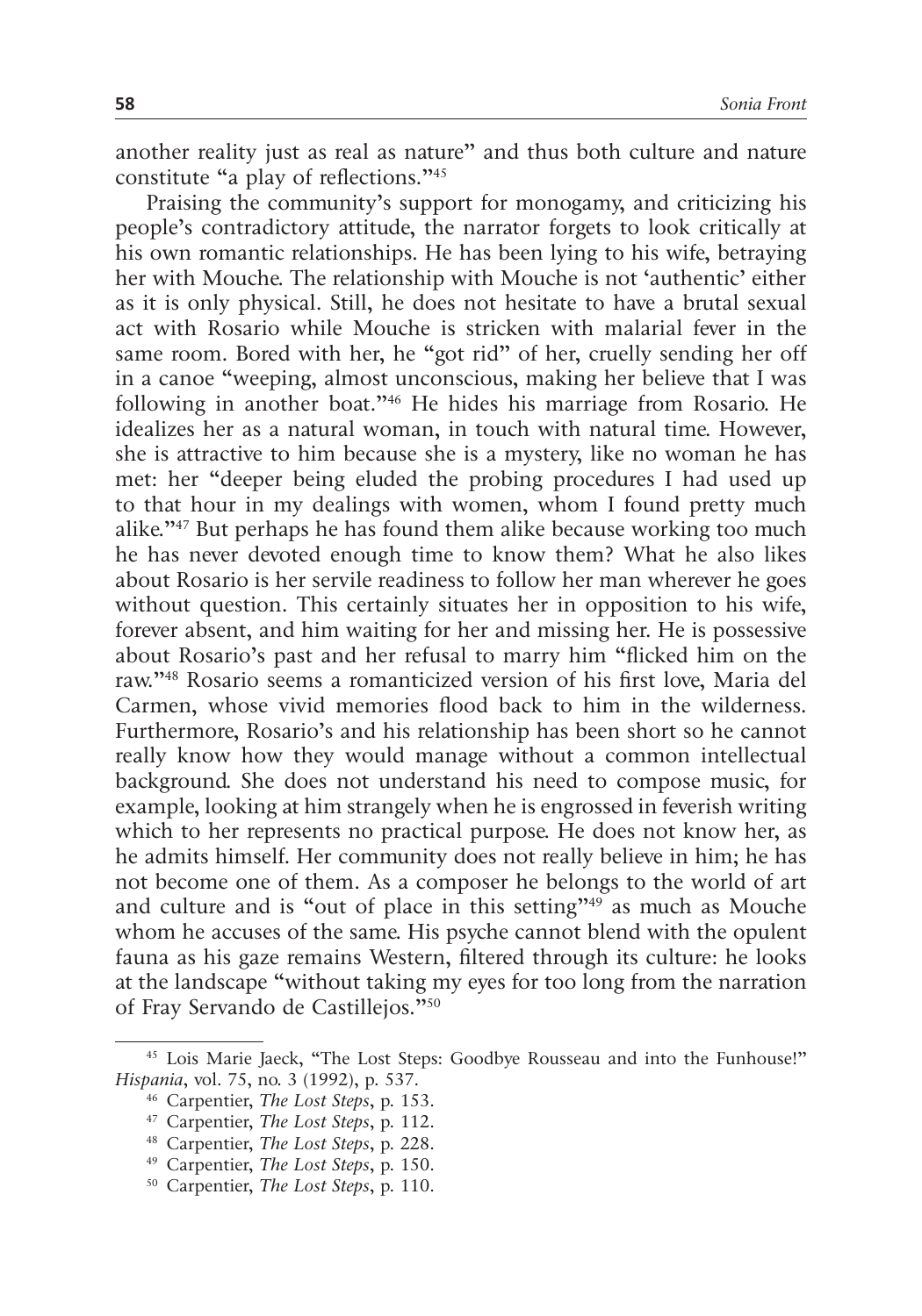another reality just as real as nature" and thus both culture and nature constitute "a play of reflections."[45]

Praising the community's support for monogamy, and criticizing his people's contradictory attitude, the narrator forgets to look critically at his own romantic relationships. He has been lying to his wife, betraying her with Mouche. The relationship with Mouche is not 'authentic' either as it is only physical. Still, he does not hesitate to have a brutal sexual act with Rosario while Mouche is stricken with malarial fever in the same room. Bored with her, he "got rid" of her, cruelly sending her off in a canoe "weeping, almost unconscious, making her believe that I was following in another boat."[46] He hides his marriage from Rosario. He idealizes her as a natural woman, in touch with natural time. However, she is attractive to him because she is a mystery, like no woman he has met: her "deeper being eluded the probing procedures I had used up to that hour in my dealings with women, whom I found pretty much alike."[47] But perhaps he has found them alike because working too much he has never devoted enough time to know them? What he also likes about Rosario is her servile readiness to follow her man wherever he goes without question. This certainly situates her in opposition to his wife, forever absent, and him waiting for her and missing her. He is possessive about Rosario's past and her refusal to marry him "flicked him on the raw."[48] Rosario seems a romanticized version of his first love, Maria del Carmen, whose vivid memories flood back to him in the wilderness. Furthermore, Rosario's and his relationship has been short so he cannot really know how they would manage without a common intellectual background. She does not understand his need to compose music, for example, looking at him strangely when he is engrossed in feverish writing which to her represents no practical purpose. He does not know her, as he admits himself. Her community does not really believe in him; he has not become one of them. As a composer he belongs to the world of art and culture and is "out of place in this setting"[49] as much as Mouche whom he accuses of the same. His psyche cannot blend with the opulent fauna as his gaze remains Western, filtered through its culture: he looks at the landscape "without taking my eyes for too long from the narration of Fray Servando de Castillejos."[50]

---

[45] Lois Marie Jaeck, "The Lost Steps: Goodbye Rousseau and into the Funhouse!" *Hispania*, vol. 75, no. 3 (1992), p. 537.

[46] Carpentier, *The Lost Steps*, p. 153.

[47] Carpentier, *The Lost Steps*, p. 112.

[48] Carpentier, *The Lost Steps*, p. 228.

[49] Carpentier, *The Lost Steps*, p. 150.

[50] Carpentier, *The Lost Steps*, p. 110.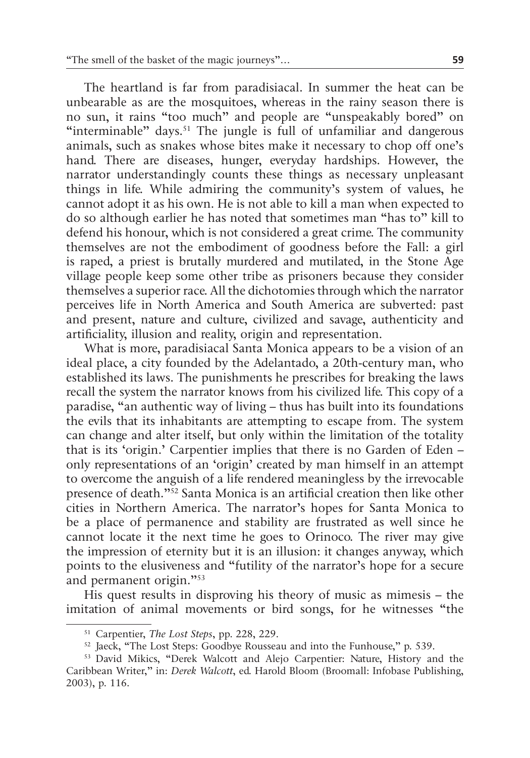The heartland is far from paradisiacal. In summer the heat can be unbearable as are the mosquitoes, whereas in the rainy season there is no sun, it rains "too much" and people are "unspeakably bored" on "interminable" days.[51] The jungle is full of unfamiliar and dangerous animals, such as snakes whose bites make it necessary to chop off one's hand. There are diseases, hunger, everyday hardships. However, the narrator understandingly counts these things as necessary unpleasant things in life. While admiring the community's system of values, he cannot adopt it as his own. He is not able to kill a man when expected to do so although earlier he has noted that sometimes man "has to" kill to defend his honour, which is not considered a great crime. The community themselves are not the embodiment of goodness before the Fall: a girl is raped, a priest is brutally murdered and mutilated, in the Stone Age village people keep some other tribe as prisoners because they consider themselves a superior race. All the dichotomies through which the narrator perceives life in North America and South America are subverted: past and present, nature and culture, civilized and savage, authenticity and artificiality, illusion and reality, origin and representation.

What is more, paradisiacal Santa Monica appears to be a vision of an ideal place, a city founded by the Adelantado, a 20th-century man, who established its laws. The punishments he prescribes for breaking the laws recall the system the narrator knows from his civilized life. This copy of a paradise, "an authentic way of living – thus has built into its foundations the evils that its inhabitants are attempting to escape from. The system can change and alter itself, but only within the limitation of the totality that is its 'origin.' Carpentier implies that there is no Garden of Eden – only representations of an 'origin' created by man himself in an attempt to overcome the anguish of a life rendered meaningless by the irrevocable presence of death."[52] Santa Monica is an artificial creation then like other cities in Northern America. The narrator's hopes for Santa Monica to be a place of permanence and stability are frustrated as well since he cannot locate it the next time he goes to Orinoco. The river may give the impression of eternity but it is an illusion: it changes anyway, which points to the elusiveness and "futility of the narrator's hope for a secure and permanent origin."[53]

His quest results in disproving his theory of music as mimesis – the imitation of animal movements or bird songs, for he witnesses "the

---

[51] Carpentier, *The Lost Steps*, pp. 228, 229.

[52] Jaeck, "The Lost Steps: Goodbye Rousseau and into the Funhouse," p. 539.

[53] David Mikics, "Derek Walcott and Alejo Carpentier: Nature, History and the Caribbean Writer," in: *Derek Walcott*, ed. Harold Bloom (Broomall: Infobase Publishing, 2003), p. 116.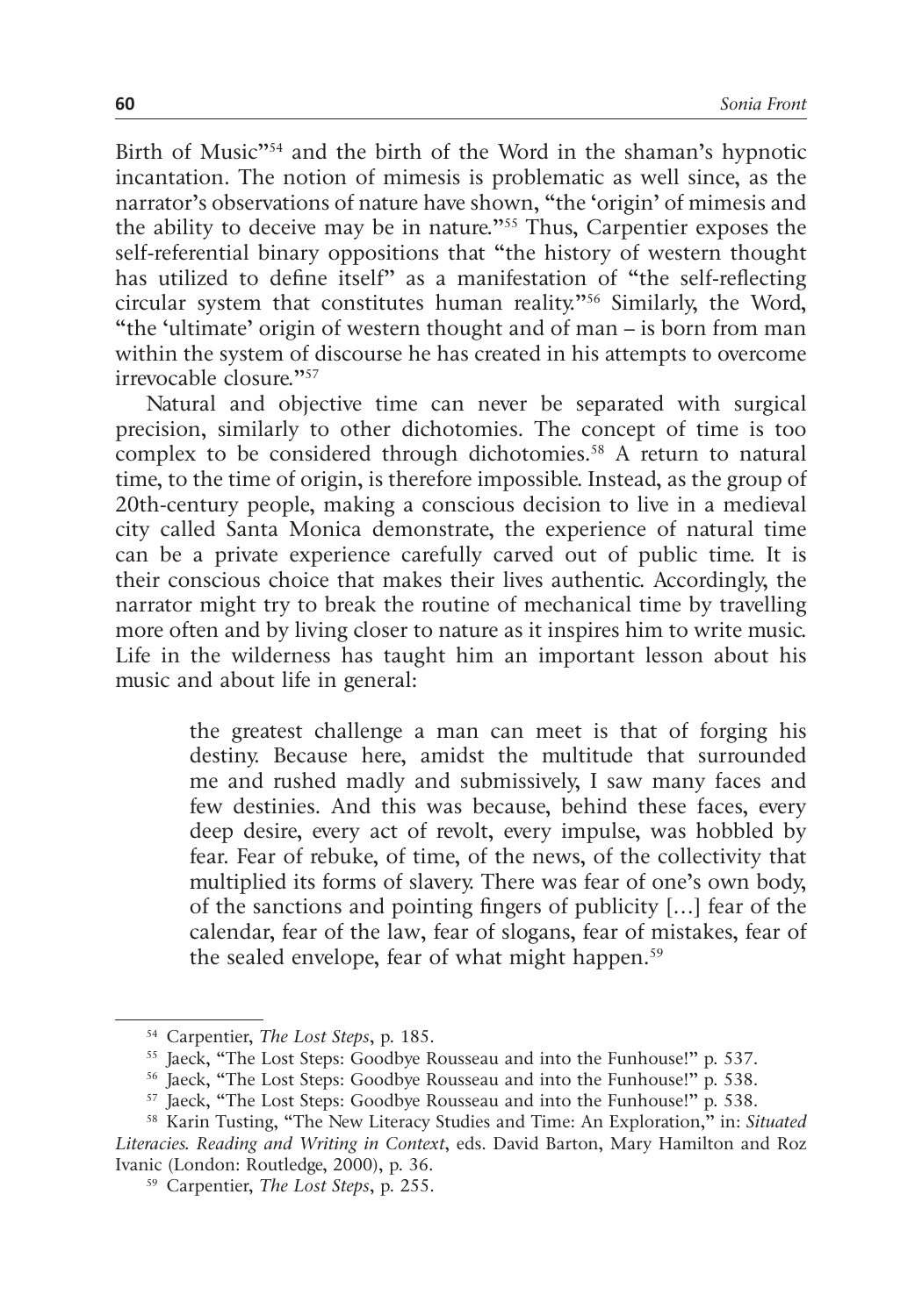Birth of Music"[54] and the birth of the Word in the shaman's hypnotic incantation. The notion of mimesis is problematic as well since, as the narrator's observations of nature have shown, "the 'origin' of mimesis and the ability to deceive may be in nature."[55] Thus, Carpentier exposes the self-referential binary oppositions that "the history of western thought has utilized to define itself" as a manifestation of "the self-reflecting circular system that constitutes human reality."[56] Similarly, the Word, "the 'ultimate' origin of western thought and of man – is born from man within the system of discourse he has created in his attempts to overcome irrevocable closure."[57]

Natural and objective time can never be separated with surgical precision, similarly to other dichotomies. The concept of time is too complex to be considered through dichotomies.[58] A return to natural time, to the time of origin, is therefore impossible. Instead, as the group of 20th-century people, making a conscious decision to live in a medieval city called Santa Monica demonstrate, the experience of natural time can be a private experience carefully carved out of public time. It is their conscious choice that makes their lives authentic. Accordingly, the narrator might try to break the routine of mechanical time by travelling more often and by living closer to nature as it inspires him to write music. Life in the wilderness has taught him an important lesson about his music and about life in general:

> the greatest challenge a man can meet is that of forging his destiny. Because here, amidst the multitude that surrounded me and rushed madly and submissively, I saw many faces and few destinies. And this was because, behind these faces, every deep desire, every act of revolt, every impulse, was hobbled by fear. Fear of rebuke, of time, of the news, of the collectivity that multiplied its forms of slavery. There was fear of one's own body, of the sanctions and pointing fingers of publicity […] fear of the calendar, fear of the law, fear of slogans, fear of mistakes, fear of the sealed envelope, fear of what might happen.[59]

---

[54] Carpentier, *The Lost Steps*, p. 185.

[55] Jaeck, "The Lost Steps: Goodbye Rousseau and into the Funhouse!" p. 537.

[56] Jaeck, "The Lost Steps: Goodbye Rousseau and into the Funhouse!" p. 538.

[57] Jaeck, "The Lost Steps: Goodbye Rousseau and into the Funhouse!" p. 538.

[58] Karin Tusting, "The New Literacy Studies and Time: An Exploration," in: *Situated Literacies. Reading and Writing in Context*, eds. David Barton, Mary Hamilton and Roz Ivanic (London: Routledge, 2000), p. 36.

[59] Carpentier, *The Lost Steps*, p. 255.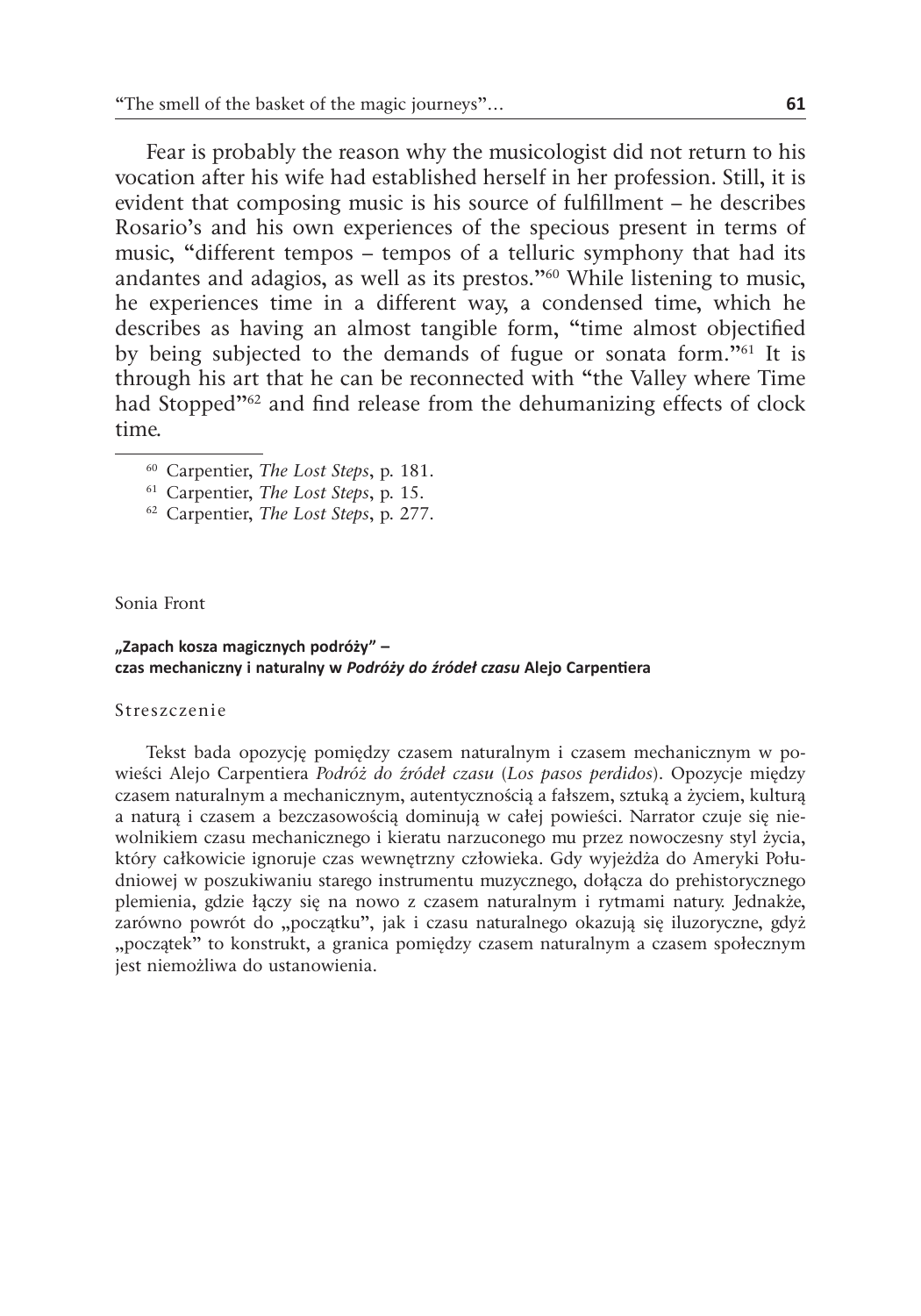Fear is probably the reason why the musicologist did not return to his vocation after his wife had established herself in her profession. Still, it is evident that composing music is his source of fulfillment – he describes Rosario's and his own experiences of the specious present in terms of music, "different tempos – tempos of a telluric symphony that had its andantes and adagios, as well as its prestos."[60] While listening to music, he experiences time in a different way, a condensed time, which he describes as having an almost tangible form, "time almost objectified by being subjected to the demands of fugue or sonata form."[61] It is through his art that he can be reconnected with "the Valley where Time had Stopped"[62] and find release from the dehumanizing effects of clock time.

[60] Carpentier, *The Lost Steps*, p. 181.

[61] Carpentier, *The Lost Steps*, p. 15.

[62] Carpentier, *The Lost Steps*, p. 277.

Sonia Front

**„Zapach kosza magicznych podróży" – czas mechaniczny i naturalny w *Podróży do źródeł czasu* Alejo Carpentiera**

Streszczenie

Tekst bada opozycję pomiędzy czasem naturalnym i czasem mechanicznym w powieści Alejo Carpentiera *Podróż do źródeł czasu* (*Los pasos perdidos*). Opozycje między czasem naturalnym a mechanicznym, autentycznością a fałszem, sztuką a życiem, kulturą a naturą i czasem a bezczasowością dominują w całej powieści. Narrator czuje się niewolnikiem czasu mechanicznego i kieratu narzuconego mu przez nowoczesny styl życia, który całkowicie ignoruje czas wewnętrzny człowieka. Gdy wyjeżdża do Ameryki Południowej w poszukiwaniu starego instrumentu muzycznego, dołącza do prehistorycznego plemienia, gdzie łączy się na nowo z czasem naturalnym i rytmami natury. Jednakże, zarówno powrót do „początku", jak i czasu naturalnego okazują się iluzoryczne, gdyż „początek" to konstrukt, a granica pomiędzy czasem naturalnym a czasem społecznym jest niemożliwa do ustanowienia.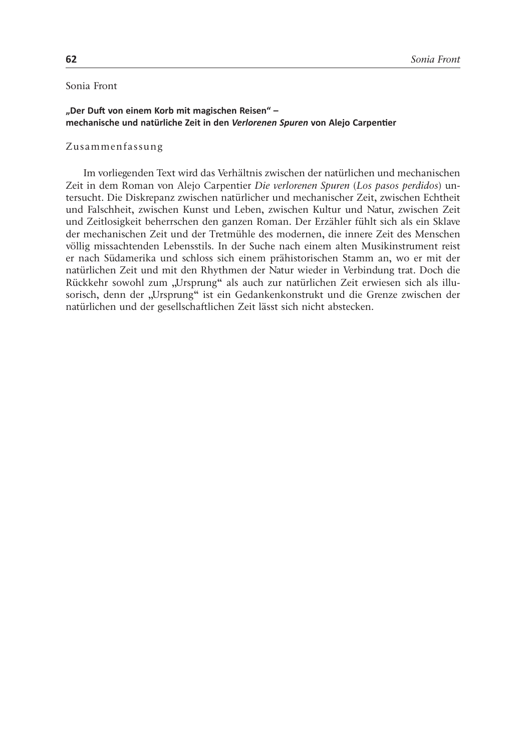Sonia Front

**„Der Duft von einem Korb mit magischen Reisen“ – mechanische und natürliche Zeit in den *Verlorenen Spuren* von Alejo Carpentier**

Zusammenfassung

Im vorliegenden Text wird das Verhältnis zwischen der natürlichen und mechanischen Zeit in dem Roman von Alejo Carpentier *Die verlorenen Spuren* (*Los pasos perdidos*) untersucht. Die Diskrepanz zwischen natürlicher und mechanischer Zeit, zwischen Echtheit und Falschheit, zwischen Kunst und Leben, zwischen Kultur und Natur, zwischen Zeit und Zeitlosigkeit beherrschen den ganzen Roman. Der Erzähler fühlt sich als ein Sklave der mechanischen Zeit und der Tretmühle des modernen, die innere Zeit des Menschen völlig missachtenden Lebensstils. In der Suche nach einem alten Musikinstrument reist er nach Südamerika und schloss sich einem prähistorischen Stamm an, wo er mit der natürlichen Zeit und mit den Rhythmen der Natur wieder in Verbindung trat. Doch die Rückkehr sowohl zum „Ursprung“ als auch zur natürlichen Zeit erwiesen sich als illusorisch, denn der „Ursprung“ ist ein Gedankenkonstrukt und die Grenze zwischen der natürlichen und der gesellschaftlichen Zeit lässt sich nicht abstecken.